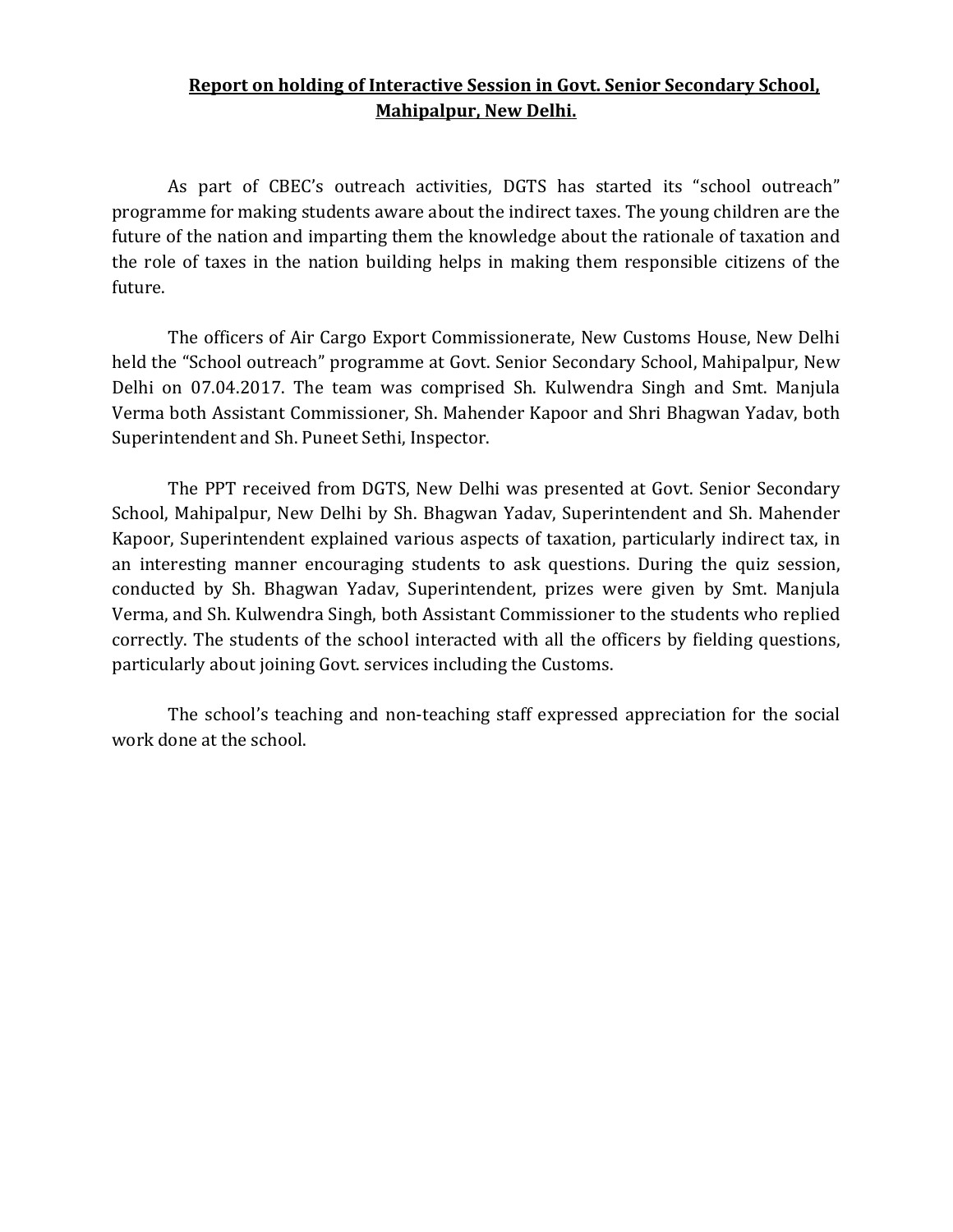**<u>Report on holding of Interactive Session in Govt. Senior Secondary School, Mahipalpur, New Delhi.</u>**

As part of CBEC's outreach activities, DGTS has started its "school outreach" programme for making students aware about the indirect taxes. The young children are the future of the nation and imparting them the knowledge about the rationale of taxation and the role of taxes in the nation building helps in making them responsible citizens of the future.

The officers of Air Cargo Export Commissionerate, New Customs House, New Delhi held the "School outreach" programme at Govt. Senior Secondary School, Mahipalpur, New Delhi on 07.04.2017. The team was comprised Sh. Kulwendra Singh and Smt. Manjula Verma both Assistant Commissioner, Sh. Mahender Kapoor and Shri Bhagwan Yadav, both Superintendent and Sh. Puneet Sethi, Inspector.

The PPT received from DGTS, New Delhi was presented at Govt. Senior Secondary School, Mahipalpur, New Delhi by Sh. Bhagwan Yadav, Superintendent and Sh. Mahender Kapoor, Superintendent explained various aspects of taxation, particularly indirect tax, in an interesting manner encouraging students to ask questions. During the quiz session, conducted by Sh. Bhagwan Yadav, Superintendent, prizes were given by Smt. Manjula Verma, and Sh. Kulwendra Singh, both Assistant Commissioner to the students who replied correctly. The students of the school interacted with all the officers by fielding questions, particularly about joining Govt. services including the Customs.

The school's teaching and non-teaching staff expressed appreciation for the social work done at the school.